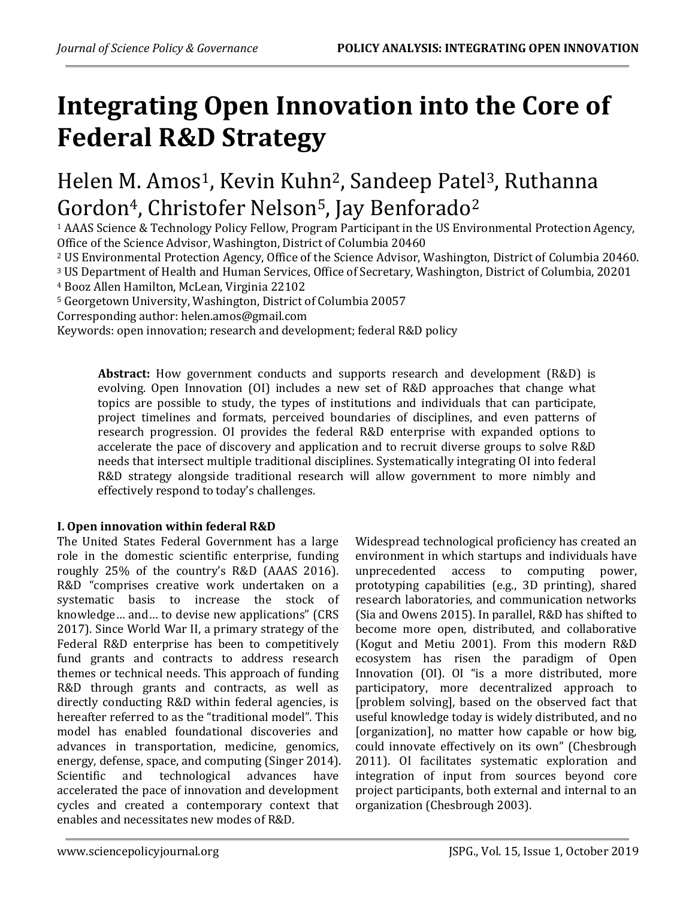# Integrating Open Innovation into the Core of Federal R&D Strategy

Helen M. Amos[1], Kevin Kuhn[2], Sandeep Patel[3], Ruthanna Gordon[4], Christofer Nelson[5], Jay Benforado[2]

[1] AAAS Science & Technology Policy Fellow, Program Participant in the US Environmental Protection Agency, Office of the Science Advisor, Washington, District of Columbia 20460

[2] US Environmental Protection Agency, Office of the Science Advisor, Washington, District of Columbia 20460.

[3] US Department of Health and Human Services, Office of Secretary, Washington, District of Columbia, 20201

[4] Booz Allen Hamilton, McLean, Virginia 22102

[5] Georgetown University, Washington, District of Columbia 20057

Corresponding author: helen.amos@gmail.com

Keywords: open innovation; research and development; federal R&D policy

**Abstract:** How government conducts and supports research and development (R&D) is evolving. Open Innovation (OI) includes a new set of R&D approaches that change what topics are possible to study, the types of institutions and individuals that can participate, project timelines and formats, perceived boundaries of disciplines, and even patterns of research progression. OI provides the federal R&D enterprise with expanded options to accelerate the pace of discovery and application and to recruit diverse groups to solve R&D needs that intersect multiple traditional disciplines. Systematically integrating OI into federal R&D strategy alongside traditional research will allow government to more nimbly and effectively respond to today's challenges.

## I. Open innovation within federal R&D

The United States Federal Government has a large role in the domestic scientific enterprise, funding roughly 25% of the country's R&D (AAAS 2016). R&D "comprises creative work undertaken on a systematic basis to increase the stock of knowledge… and… to devise new applications" (CRS 2017). Since World War II, a primary strategy of the Federal R&D enterprise has been to competitively fund grants and contracts to address research themes or technical needs. This approach of funding R&D through grants and contracts, as well as directly conducting R&D within federal agencies, is hereafter referred to as the "traditional model". This model has enabled foundational discoveries and advances in transportation, medicine, genomics, energy, defense, space, and computing (Singer 2014). Scientific and technological advances have accelerated the pace of innovation and development cycles and created a contemporary context that enables and necessitates new modes of R&D.

Widespread technological proficiency has created an environment in which startups and individuals have unprecedented access to computing power, prototyping capabilities (e.g., 3D printing), shared research laboratories, and communication networks (Sia and Owens 2015). In parallel, R&D has shifted to become more open, distributed, and collaborative (Kogut and Metiu 2001). From this modern R&D ecosystem has risen the paradigm of Open Innovation (OI). OI "is a more distributed, more participatory, more decentralized approach to [problem solving], based on the observed fact that useful knowledge today is widely distributed, and no [organization], no matter how capable or how big, could innovate effectively on its own" (Chesbrough 2011). OI facilitates systematic exploration and integration of input from sources beyond core project participants, both external and internal to an organization (Chesbrough 2003).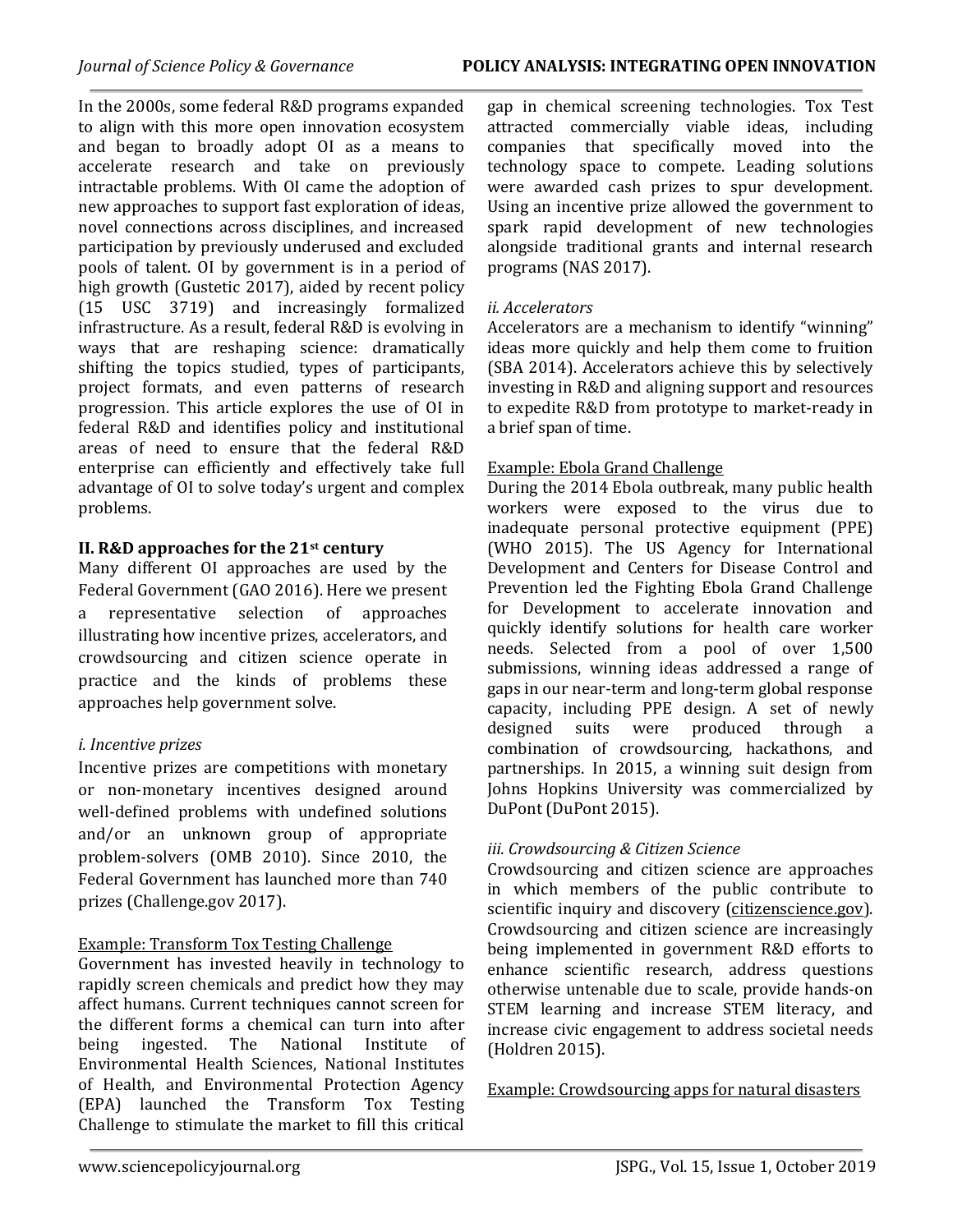In the 2000s, some federal R&D programs expanded to align with this more open innovation ecosystem and began to broadly adopt OI as a means to accelerate research and take on previously intractable problems. With OI came the adoption of new approaches to support fast exploration of ideas, novel connections across disciplines, and increased participation by previously underused and excluded pools of talent. OI by government is in a period of high growth (Gustetic 2017), aided by recent policy (15 USC 3719) and increasingly formalized infrastructure. As a result, federal R&D is evolving in ways that are reshaping science: dramatically shifting the topics studied, types of participants, project formats, and even patterns of research progression. This article explores the use of OI in federal R&D and identifies policy and institutional areas of need to ensure that the federal R&D enterprise can efficiently and effectively take full advantage of OI to solve today's urgent and complex problems.

## II. R&D approaches for the 21st century

Many different OI approaches are used by the Federal Government (GAO 2016). Here we present a representative selection of approaches illustrating how incentive prizes, accelerators, and crowdsourcing and citizen science operate in practice and the kinds of problems these approaches help government solve.

### *i. Incentive prizes*

Incentive prizes are competitions with monetary or non-monetary incentives designed around well-defined problems with undefined solutions and/or an unknown group of appropriate problem-solvers (OMB 2010). Since 2010, the Federal Government has launched more than 740 prizes (Challenge.gov 2017).

Example: Transform Tox Testing Challenge

Government has invested heavily in technology to rapidly screen chemicals and predict how they may affect humans. Current techniques cannot screen for the different forms a chemical can turn into after being ingested. The National Institute of Environmental Health Sciences, National Institutes of Health, and Environmental Protection Agency (EPA) launched the Transform Tox Testing Challenge to stimulate the market to fill this critical gap in chemical screening technologies. Tox Test attracted commercially viable ideas, including companies that specifically moved into the technology space to compete. Leading solutions were awarded cash prizes to spur development. Using an incentive prize allowed the government to spark rapid development of new technologies alongside traditional grants and internal research programs (NAS 2017).

### *ii. Accelerators*

Accelerators are a mechanism to identify "winning" ideas more quickly and help them come to fruition (SBA 2014). Accelerators achieve this by selectively investing in R&D and aligning support and resources to expedite R&D from prototype to market-ready in a brief span of time.

Example: Ebola Grand Challenge

During the 2014 Ebola outbreak, many public health workers were exposed to the virus due to inadequate personal protective equipment (PPE) (WHO 2015). The US Agency for International Development and Centers for Disease Control and Prevention led the Fighting Ebola Grand Challenge for Development to accelerate innovation and quickly identify solutions for health care worker needs. Selected from a pool of over 1,500 submissions, winning ideas addressed a range of gaps in our near-term and long-term global response capacity, including PPE design. A set of newly designed suits were produced through a combination of crowdsourcing, hackathons, and partnerships. In 2015, a winning suit design from Johns Hopkins University was commercialized by DuPont (DuPont 2015).

### *iii. Crowdsourcing & Citizen Science*

Crowdsourcing and citizen science are approaches in which members of the public contribute to scientific inquiry and discovery (citizenscience.gov). Crowdsourcing and citizen science are increasingly being implemented in government R&D efforts to enhance scientific research, address questions otherwise untenable due to scale, provide hands-on STEM learning and increase STEM literacy, and increase civic engagement to address societal needs (Holdren 2015).

Example: Crowdsourcing apps for natural disasters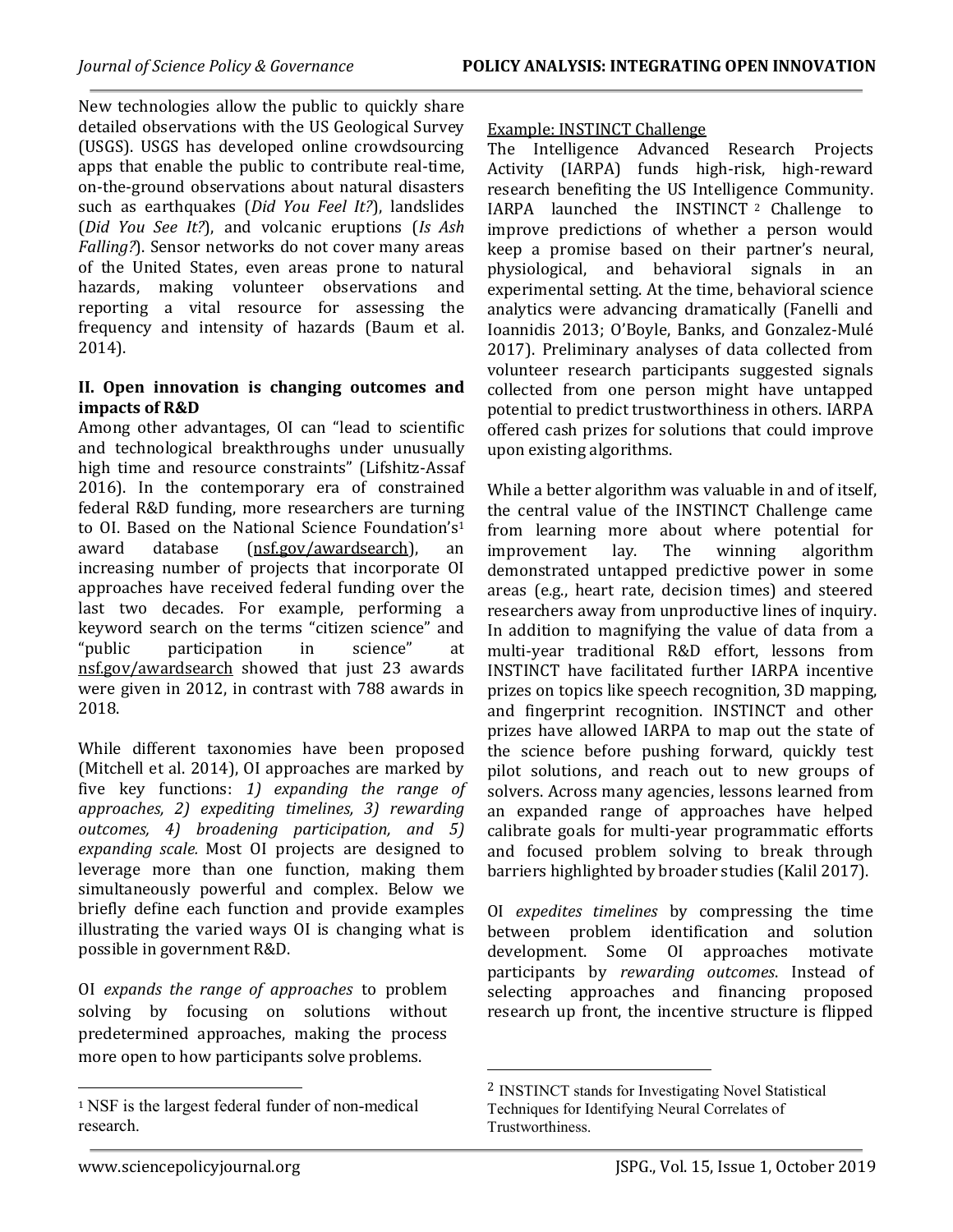New technologies allow the public to quickly share detailed observations with the US Geological Survey (USGS). USGS has developed online crowdsourcing apps that enable the public to contribute real-time, on-the-ground observations about natural disasters such as earthquakes (*Did You Feel It?*), landslides (*Did You See It?*), and volcanic eruptions (*Is Ash Falling?*). Sensor networks do not cover many areas of the United States, even areas prone to natural hazards, making volunteer observations and reporting a vital resource for assessing the frequency and intensity of hazards (Baum et al. 2014).

## II. Open innovation is changing outcomes and impacts of R&D

Among other advantages, OI can "lead to scientific and technological breakthroughs under unusually high time and resource constraints" (Lifshitz-Assaf 2016). In the contemporary era of constrained federal R&D funding, more researchers are turning to OI. Based on the National Science Foundation's[1] award database (nsf.gov/awardsearch), an increasing number of projects that incorporate OI approaches have received federal funding over the last two decades. For example, performing a keyword search on the terms "citizen science" and "public participation in science" at nsf.gov/awardsearch showed that just 23 awards were given in 2012, in contrast with 788 awards in 2018.

While different taxonomies have been proposed (Mitchell et al. 2014), OI approaches are marked by five key functions: *1) expanding the range of approaches, 2) expediting timelines, 3) rewarding outcomes, 4) broadening participation, and 5) expanding scale.* Most OI projects are designed to leverage more than one function, making them simultaneously powerful and complex. Below we briefly define each function and provide examples illustrating the varied ways OI is changing what is possible in government R&D.

OI *expands the range of approaches* to problem solving by focusing on solutions without predetermined approaches, making the process more open to how participants solve problems.

Example: INSTINCT Challenge

The Intelligence Advanced Research Projects Activity (IARPA) funds high-risk, high-reward research benefiting the US Intelligence Community. IARPA launched the INSTINCT[2] Challenge to improve predictions of whether a person would keep a promise based on their partner's neural, physiological, and behavioral signals in an experimental setting. At the time, behavioral science analytics were advancing dramatically (Fanelli and Ioannidis 2013; O'Boyle, Banks, and Gonzalez-Mulé 2017). Preliminary analyses of data collected from volunteer research participants suggested signals collected from one person might have untapped potential to predict trustworthiness in others. IARPA offered cash prizes for solutions that could improve upon existing algorithms.

While a better algorithm was valuable in and of itself, the central value of the INSTINCT Challenge came from learning more about where potential for improvement lay. The winning algorithm demonstrated untapped predictive power in some areas (e.g., heart rate, decision times) and steered researchers away from unproductive lines of inquiry. In addition to magnifying the value of data from a multi-year traditional R&D effort, lessons from INSTINCT have facilitated further IARPA incentive prizes on topics like speech recognition, 3D mapping, and fingerprint recognition. INSTINCT and other prizes have allowed IARPA to map out the state of the science before pushing forward, quickly test pilot solutions, and reach out to new groups of solvers. Across many agencies, lessons learned from an expanded range of approaches have helped calibrate goals for multi-year programmatic efforts and focused problem solving to break through barriers highlighted by broader studies (Kalil 2017).

OI *expedites timelines* by compressing the time between problem identification and solution development. Some OI approaches motivate participants by *rewarding outcomes*. Instead of selecting approaches and financing proposed research up front, the incentive structure is flipped

[1] NSF is the largest federal funder of non-medical research.

[2] INSTINCT stands for Investigating Novel Statistical Techniques for Identifying Neural Correlates of Trustworthiness.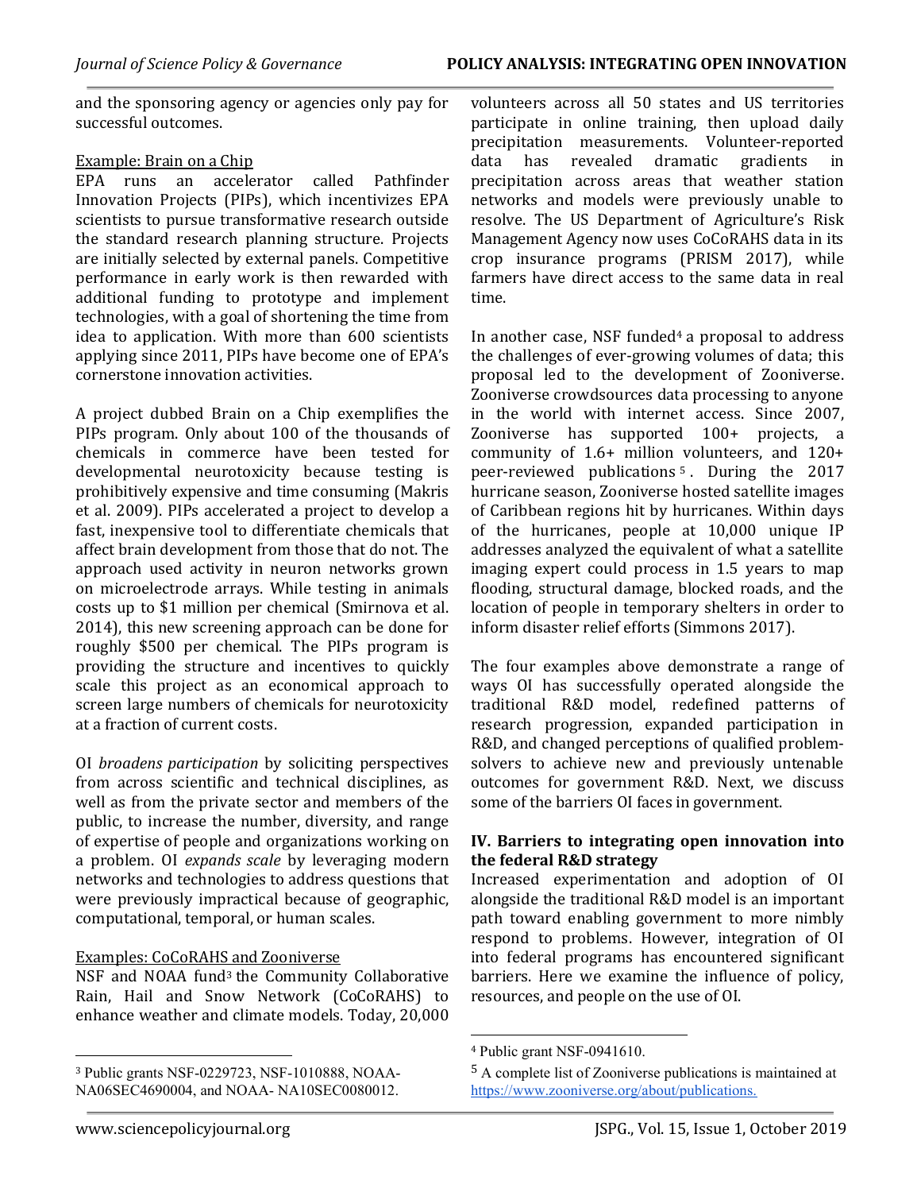and the sponsoring agency or agencies only pay for successful outcomes.

Example: Brain on a Chip

EPA runs an accelerator called Pathfinder Innovation Projects (PIPs), which incentivizes EPA scientists to pursue transformative research outside the standard research planning structure. Projects are initially selected by external panels. Competitive performance in early work is then rewarded with additional funding to prototype and implement technologies, with a goal of shortening the time from idea to application. With more than 600 scientists applying since 2011, PIPs have become one of EPA's cornerstone innovation activities.

A project dubbed Brain on a Chip exemplifies the PIPs program. Only about 100 of the thousands of chemicals in commerce have been tested for developmental neurotoxicity because testing is prohibitively expensive and time consuming (Makris et al. 2009). PIPs accelerated a project to develop a fast, inexpensive tool to differentiate chemicals that affect brain development from those that do not. The approach used activity in neuron networks grown on microelectrode arrays. While testing in animals costs up to $1 million per chemical (Smirnova et al. 2014), this new screening approach can be done for roughly $500 per chemical. The PIPs program is providing the structure and incentives to quickly scale this project as an economical approach to screen large numbers of chemicals for neurotoxicity at a fraction of current costs.

OI *broadens participation* by soliciting perspectives from across scientific and technical disciplines, as well as from the private sector and members of the public, to increase the number, diversity, and range of expertise of people and organizations working on a problem. OI *expands scale* by leveraging modern networks and technologies to address questions that were previously impractical because of geographic, computational, temporal, or human scales.

Examples: CoCoRAHS and Zooniverse

NSF and NOAA fund[3] the Community Collaborative Rain, Hail and Snow Network (CoCoRAHS) to enhance weather and climate models. Today, 20,000 volunteers across all 50 states and US territories participate in online training, then upload daily precipitation measurements. Volunteer-reported data has revealed dramatic gradients in precipitation across areas that weather station networks and models were previously unable to resolve. The US Department of Agriculture's Risk Management Agency now uses CoCoRAHS data in its crop insurance programs (PRISM 2017), while farmers have direct access to the same data in real time.

In another case, NSF funded[4] a proposal to address the challenges of ever-growing volumes of data; this proposal led to the development of Zooniverse. Zooniverse crowdsources data processing to anyone in the world with internet access. Since 2007, Zooniverse has supported 100+ projects, a community of 1.6+ million volunteers, and 120+ peer-reviewed publications[5]. During the 2017 hurricane season, Zooniverse hosted satellite images of Caribbean regions hit by hurricanes. Within days of the hurricanes, people at 10,000 unique IP addresses analyzed the equivalent of what a satellite imaging expert could process in 1.5 years to map flooding, structural damage, blocked roads, and the location of people in temporary shelters in order to inform disaster relief efforts (Simmons 2017).

The four examples above demonstrate a range of ways OI has successfully operated alongside the traditional R&D model, redefined patterns of research progression, expanded participation in R&D, and changed perceptions of qualified problem-solvers to achieve new and previously untenable outcomes for government R&D. Next, we discuss some of the barriers OI faces in government.

## IV. Barriers to integrating open innovation into the federal R&D strategy

Increased experimentation and adoption of OI alongside the traditional R&D model is an important path toward enabling government to more nimbly respond to problems. However, integration of OI into federal programs has encountered significant barriers. Here we examine the influence of policy, resources, and people on the use of OI.

---

[3] Public grants NSF-0229723, NSF-1010888, NOAA-NA06SEC4690004, and NOAA- NA10SEC0080012.

[4] Public grant NSF-0941610.

[5] A complete list of Zooniverse publications is maintained at https://www.zooniverse.org/about/publications.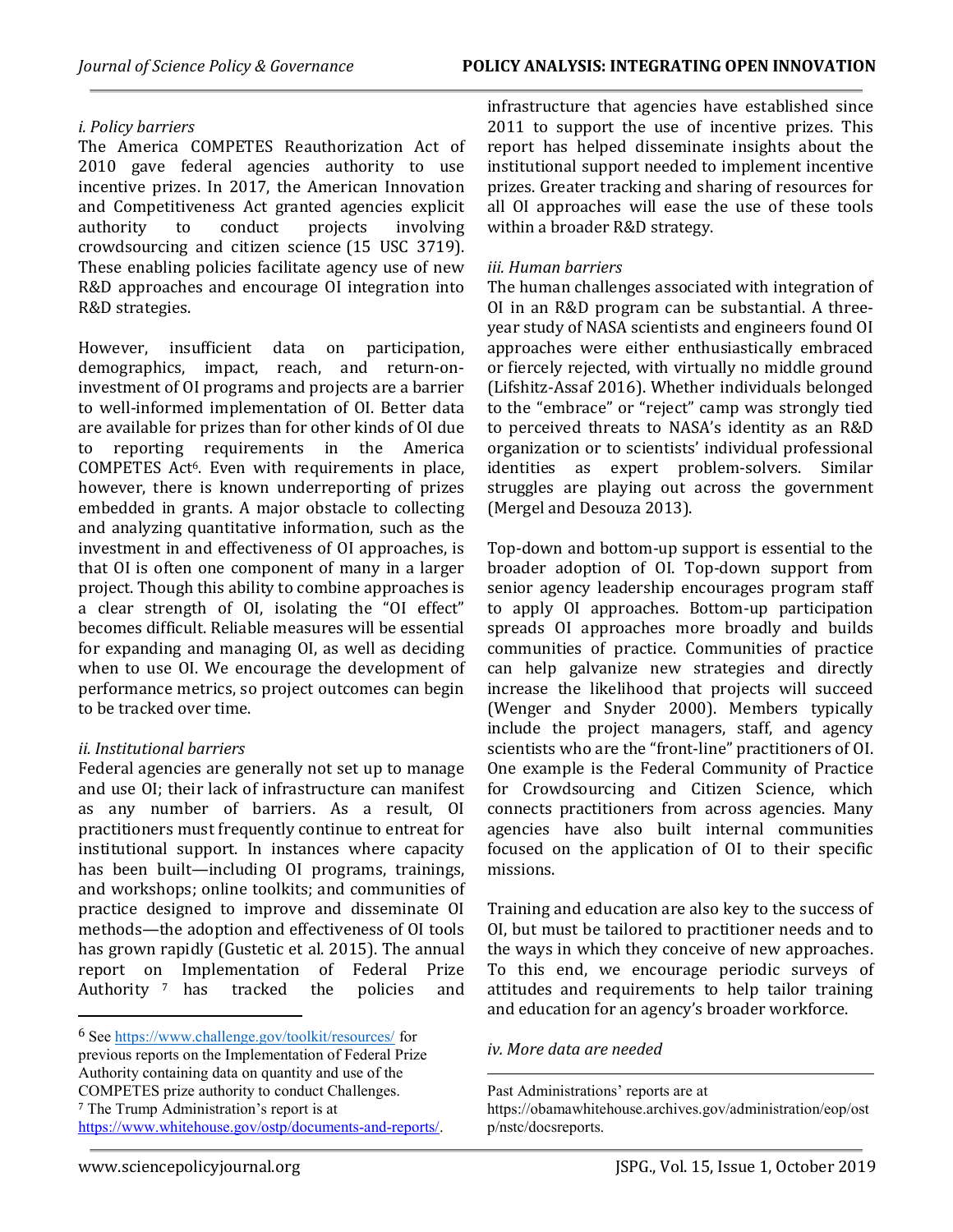*i. Policy barriers*

The America COMPETES Reauthorization Act of 2010 gave federal agencies authority to use incentive prizes. In 2017, the American Innovation and Competitiveness Act granted agencies explicit authority to conduct projects involving crowdsourcing and citizen science (15 USC 3719). These enabling policies facilitate agency use of new R&D approaches and encourage OI integration into R&D strategies.

However, insufficient data on participation, demographics, impact, reach, and return-on-investment of OI programs and projects are a barrier to well-informed implementation of OI. Better data are available for prizes than for other kinds of OI due to reporting requirements in the America COMPETES Act[6]. Even with requirements in place, however, there is known underreporting of prizes embedded in grants. A major obstacle to collecting and analyzing quantitative information, such as the investment in and effectiveness of OI approaches, is that OI is often one component of many in a larger project. Though this ability to combine approaches is a clear strength of OI, isolating the "OI effect" becomes difficult. Reliable measures will be essential for expanding and managing OI, as well as deciding when to use OI. We encourage the development of performance metrics, so project outcomes can begin to be tracked over time.

*ii. Institutional barriers*

Federal agencies are generally not set up to manage and use OI; their lack of infrastructure can manifest as any number of barriers. As a result, OI practitioners must frequently continue to entreat for institutional support. In instances where capacity has been built—including OI programs, trainings, and workshops; online toolkits; and communities of practice designed to improve and disseminate OI methods—the adoption and effectiveness of OI tools has grown rapidly (Gustetic et al. 2015). The annual report on Implementation of Federal Prize Authority [7] has tracked the policies and infrastructure that agencies have established since 2011 to support the use of incentive prizes. This report has helped disseminate insights about the institutional support needed to implement incentive prizes. Greater tracking and sharing of resources for all OI approaches will ease the use of these tools within a broader R&D strategy.

*iii. Human barriers*

The human challenges associated with integration of OI in an R&D program can be substantial. A three-year study of NASA scientists and engineers found OI approaches were either enthusiastically embraced or fiercely rejected, with virtually no middle ground (Lifshitz-Assaf 2016). Whether individuals belonged to the "embrace" or "reject" camp was strongly tied to perceived threats to NASA's identity as an R&D organization or to scientists' individual professional identities as expert problem-solvers. Similar struggles are playing out across the government (Mergel and Desouza 2013).

Top-down and bottom-up support is essential to the broader adoption of OI. Top-down support from senior agency leadership encourages program staff to apply OI approaches. Bottom-up participation spreads OI approaches more broadly and builds communities of practice. Communities of practice can help galvanize new strategies and directly increase the likelihood that projects will succeed (Wenger and Snyder 2000). Members typically include the project managers, staff, and agency scientists who are the "front-line" practitioners of OI. One example is the Federal Community of Practice for Crowdsourcing and Citizen Science, which connects practitioners from across agencies. Many agencies have also built internal communities focused on the application of OI to their specific missions.

Training and education are also key to the success of OI, but must be tailored to practitioner needs and to the ways in which they conceive of new approaches. To this end, we encourage periodic surveys of attitudes and requirements to help tailor training and education for an agency's broader workforce.

*iv. More data are needed*

---

[6] See https://www.challenge.gov/toolkit/resources/ for previous reports on the Implementation of Federal Prize Authority containing data on quantity and use of the COMPETES prize authority to conduct Challenges.

[7] The Trump Administration's report is at https://www.whitehouse.gov/ostp/documents-and-reports/. Past Administrations' reports are at https://obamawhitehouse.archives.gov/administration/eop/ostp/nstc/docsreports.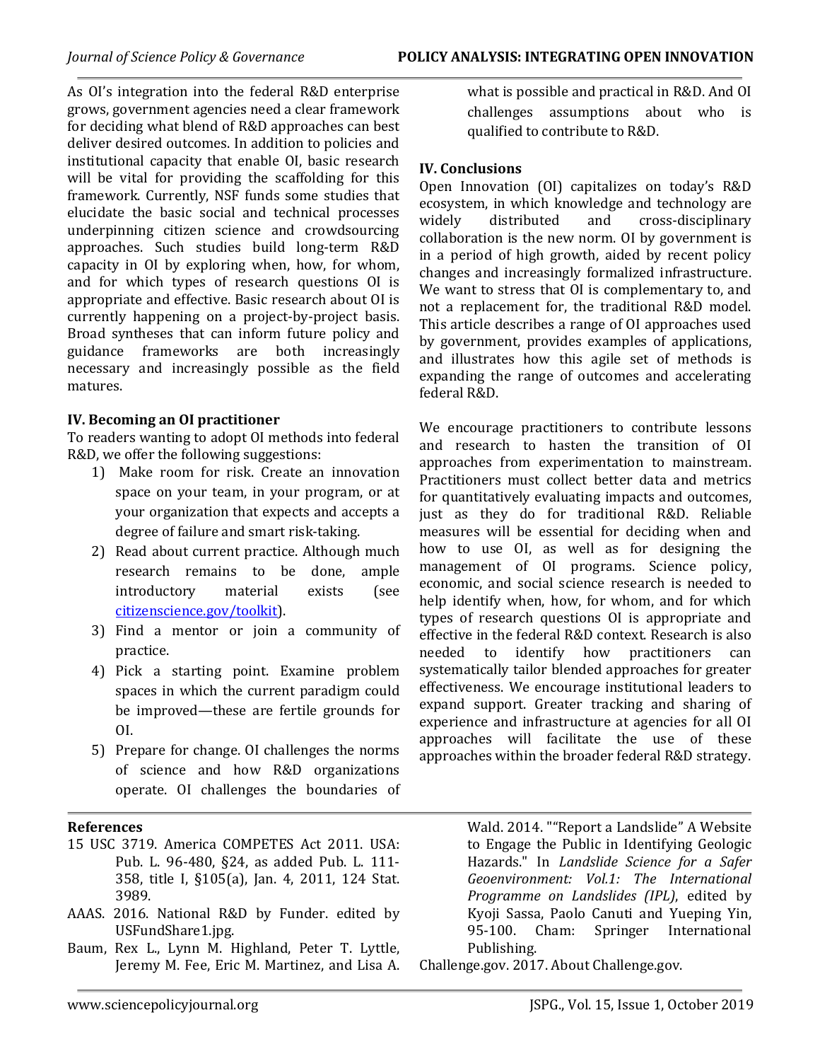As OI's integration into the federal R&D enterprise grows, government agencies need a clear framework for deciding what blend of R&D approaches can best deliver desired outcomes. In addition to policies and institutional capacity that enable OI, basic research will be vital for providing the scaffolding for this framework. Currently, NSF funds some studies that elucidate the basic social and technical processes underpinning citizen science and crowdsourcing approaches. Such studies build long-term R&D capacity in OI by exploring when, how, for whom, and for which types of research questions OI is appropriate and effective. Basic research about OI is currently happening on a project-by-project basis. Broad syntheses that can inform future policy and guidance frameworks are both increasingly necessary and increasingly possible as the field matures.

## IV. Becoming an OI practitioner

To readers wanting to adopt OI methods into federal R&D, we offer the following suggestions:

1) Make room for risk. Create an innovation space on your team, in your program, or at your organization that expects and accepts a degree of failure and smart risk-taking.
2) Read about current practice. Although much research remains to be done, ample introductory material exists (see citizenscience.gov/toolkit).
3) Find a mentor or join a community of practice.
4) Pick a starting point. Examine problem spaces in which the current paradigm could be improved—these are fertile grounds for OI.
5) Prepare for change. OI challenges the norms of science and how R&D organizations operate. OI challenges the boundaries of what is possible and practical in R&D. And OI challenges assumptions about who is qualified to contribute to R&D.

## IV. Conclusions

Open Innovation (OI) capitalizes on today's R&D ecosystem, in which knowledge and technology are widely distributed and cross-disciplinary collaboration is the new norm. OI by government is in a period of high growth, aided by recent policy changes and increasingly formalized infrastructure. We want to stress that OI is complementary to, and not a replacement for, the traditional R&D model. This article describes a range of OI approaches used by government, provides examples of applications, and illustrates how this agile set of methods is expanding the range of outcomes and accelerating federal R&D.

We encourage practitioners to contribute lessons and research to hasten the transition of OI approaches from experimentation to mainstream. Practitioners must collect better data and metrics for quantitatively evaluating impacts and outcomes, just as they do for traditional R&D. Reliable measures will be essential for deciding when and how to use OI, as well as for designing the management of OI programs. Science policy, economic, and social science research is needed to help identify when, how, for whom, and for which types of research questions OI is appropriate and effective in the federal R&D context. Research is also needed to identify how practitioners can systematically tailor blended approaches for greater effectiveness. We encourage institutional leaders to expand support. Greater tracking and sharing of experience and infrastructure at agencies for all OI approaches will facilitate the use of these approaches within the broader federal R&D strategy.

## References

15 USC 3719. America COMPETES Act 2011. USA: Pub. L. 96-480, §24, as added Pub. L. 111-358, title I, §105(a), Jan. 4, 2011, 124 Stat. 3989.

AAAS. 2016. National R&D by Funder. edited by USFundShare1.jpg.

Baum, Rex L., Lynn M. Highland, Peter T. Lyttle, Jeremy M. Fee, Eric M. Martinez, and Lisa A. Wald. 2014. ""Report a Landslide" A Website to Engage the Public in Identifying Geologic Hazards." In *Landslide Science for a Safer Geoenvironment: Vol.1: The International Programme on Landslides (IPL)*, edited by Kyoji Sassa, Paolo Canuti and Yueping Yin, 95-100. Cham: Springer International Publishing.

Challenge.gov. 2017. About Challenge.gov.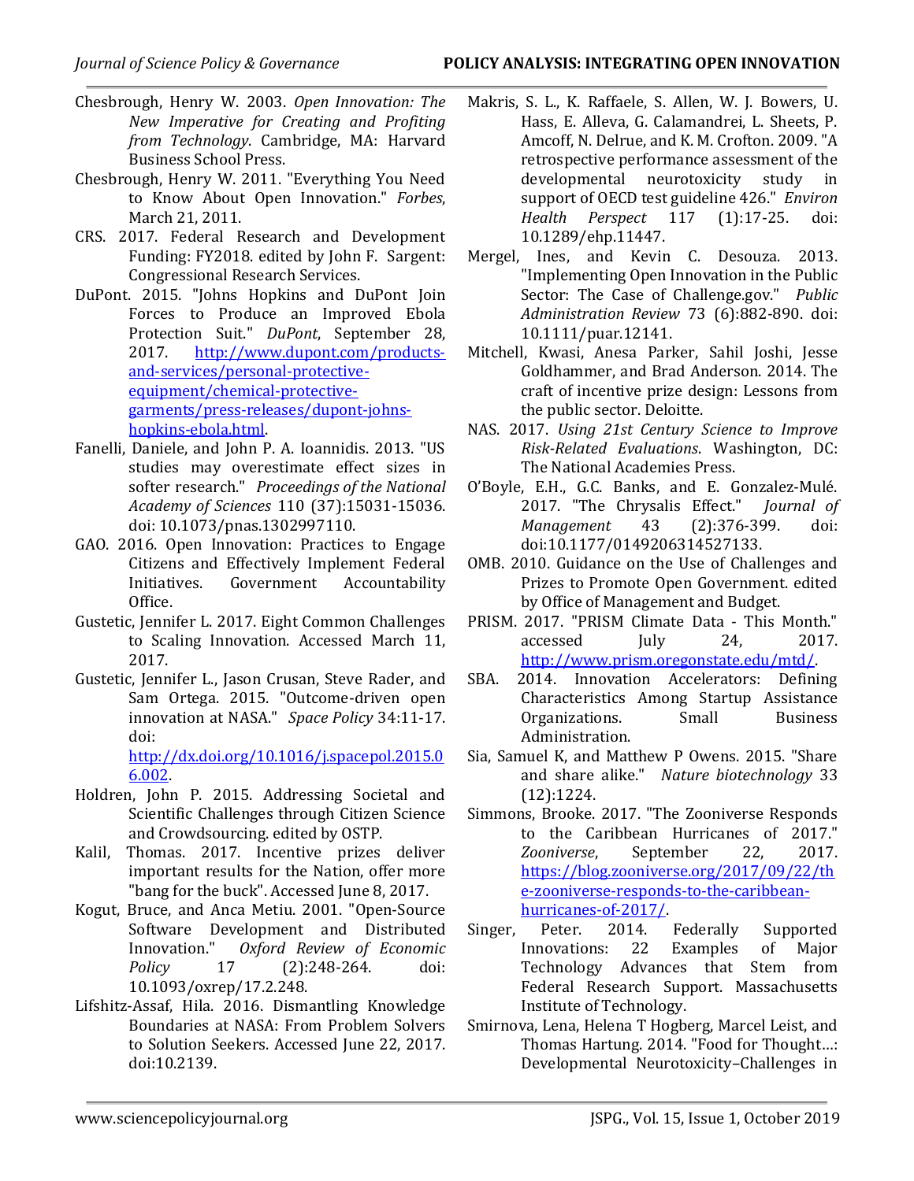Chesbrough, Henry W. 2003. *Open Innovation: The New Imperative for Creating and Profiting from Technology*. Cambridge, MA: Harvard Business School Press.

Chesbrough, Henry W. 2011. "Everything You Need to Know About Open Innovation." *Forbes*, March 21, 2011.

CRS. 2017. Federal Research and Development Funding: FY2018. edited by John F. Sargent: Congressional Research Services.

DuPont. 2015. "Johns Hopkins and DuPont Join Forces to Produce an Improved Ebola Protection Suit." *DuPont*, September 28, 2017. http://www.dupont.com/products-and-services/personal-protective-equipment/chemical-protective-garments/press-releases/dupont-johns-hopkins-ebola.html.

Fanelli, Daniele, and John P. A. Ioannidis. 2013. "US studies may overestimate effect sizes in softer research." *Proceedings of the National Academy of Sciences* 110 (37):15031-15036. doi: 10.1073/pnas.1302997110.

GAO. 2016. Open Innovation: Practices to Engage Citizens and Effectively Implement Federal Initiatives. Government Accountability Office.

Gustetic, Jennifer L. 2017. Eight Common Challenges to Scaling Innovation. Accessed March 11, 2017.

Gustetic, Jennifer L., Jason Crusan, Steve Rader, and Sam Ortega. 2015. "Outcome-driven open innovation at NASA." *Space Policy* 34:11-17. doi: http://dx.doi.org/10.1016/j.spacepol.2015.06.002.

Holdren, John P. 2015. Addressing Societal and Scientific Challenges through Citizen Science and Crowdsourcing. edited by OSTP.

Kalil, Thomas. 2017. Incentive prizes deliver important results for the Nation, offer more "bang for the buck". Accessed June 8, 2017.

Kogut, Bruce, and Anca Metiu. 2001. "Open-Source Software Development and Distributed Innovation." *Oxford Review of Economic Policy* 17 (2):248-264. doi: 10.1093/oxrep/17.2.248.

Lifshitz-Assaf, Hila. 2016. Dismantling Knowledge Boundaries at NASA: From Problem Solvers to Solution Seekers. Accessed June 22, 2017. doi:10.2139.

Makris, S. L., K. Raffaele, S. Allen, W. J. Bowers, U. Hass, E. Alleva, G. Calamandrei, L. Sheets, P. Amcoff, N. Delrue, and K. M. Crofton. 2009. "A retrospective performance assessment of the developmental neurotoxicity study in support of OECD test guideline 426." *Environ Health Perspect* 117 (1):17-25. doi: 10.1289/ehp.11447.

Mergel, Ines, and Kevin C. Desouza. 2013. "Implementing Open Innovation in the Public Sector: The Case of Challenge.gov." *Public Administration Review* 73 (6):882-890. doi: 10.1111/puar.12141.

Mitchell, Kwasi, Anesa Parker, Sahil Joshi, Jesse Goldhammer, and Brad Anderson. 2014. The craft of incentive prize design: Lessons from the public sector. Deloitte.

NAS. 2017. *Using 21st Century Science to Improve Risk-Related Evaluations*. Washington, DC: The National Academies Press.

O'Boyle, E.H., G.C. Banks, and E. Gonzalez-Mulé. 2017. "The Chrysalis Effect." *Journal of Management* 43 (2):376-399. doi: doi:10.1177/0149206314527133.

OMB. 2010. Guidance on the Use of Challenges and Prizes to Promote Open Government. edited by Office of Management and Budget.

PRISM. 2017. "PRISM Climate Data - This Month." accessed July 24, 2017. http://www.prism.oregonstate.edu/mtd/.

SBA. 2014. Innovation Accelerators: Defining Characteristics Among Startup Assistance Organizations. Small Business Administration.

Sia, Samuel K, and Matthew P Owens. 2015. "Share and share alike." *Nature biotechnology* 33 (12):1224.

Simmons, Brooke. 2017. "The Zooniverse Responds to the Caribbean Hurricanes of 2017." *Zooniverse*, September 22, 2017. https://blog.zooniverse.org/2017/09/22/the-zooniverse-responds-to-the-caribbean-hurricanes-of-2017/.

Singer, Peter. 2014. Federally Supported Innovations: 22 Examples of Major Technology Advances that Stem from Federal Research Support. Massachusetts Institute of Technology.

Smirnova, Lena, Helena T Hogberg, Marcel Leist, and Thomas Hartung. 2014. "Food for Thought…: Developmental Neurotoxicity–Challenges in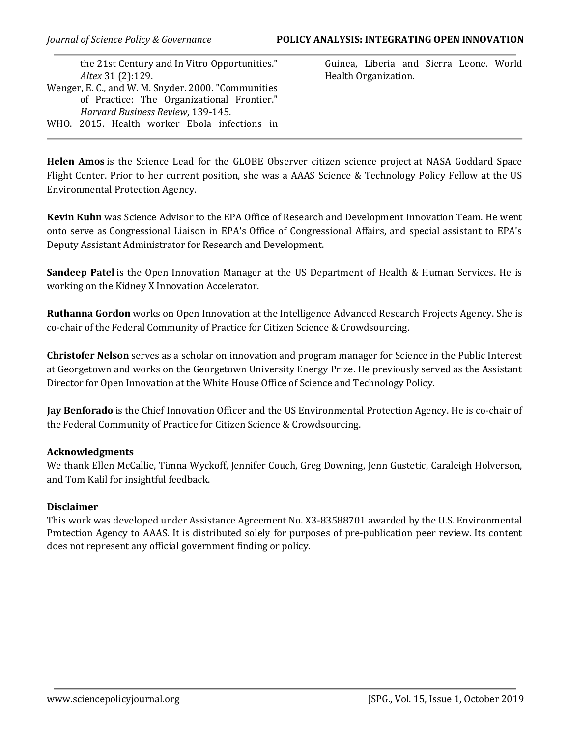the 21st Century and In Vitro Opportunities." *Altex* 31 (2):129.

Wenger, E. C., and W. M. Snyder. 2000. "Communities of Practice: The Organizational Frontier." *Harvard Business Review*, 139-145.

WHO. 2015. Health worker Ebola infections in Guinea, Liberia and Sierra Leone. World Health Organization.

**Helen Amos** is the Science Lead for the GLOBE Observer citizen science project at NASA Goddard Space Flight Center. Prior to her current position, she was a AAAS Science & Technology Policy Fellow at the US Environmental Protection Agency.

**Kevin Kuhn** was Science Advisor to the EPA Office of Research and Development Innovation Team. He went onto serve as Congressional Liaison in EPA's Office of Congressional Affairs, and special assistant to EPA's Deputy Assistant Administrator for Research and Development.

**Sandeep Patel** is the Open Innovation Manager at the US Department of Health & Human Services. He is working on the Kidney X Innovation Accelerator.

**Ruthanna Gordon** works on Open Innovation at the Intelligence Advanced Research Projects Agency. She is co-chair of the Federal Community of Practice for Citizen Science & Crowdsourcing.

**Christofer Nelson** serves as a scholar on innovation and program manager for Science in the Public Interest at Georgetown and works on the Georgetown University Energy Prize. He previously served as the Assistant Director for Open Innovation at the White House Office of Science and Technology Policy.

**Jay Benforado** is the Chief Innovation Officer and the US Environmental Protection Agency. He is co-chair of the Federal Community of Practice for Citizen Science & Crowdsourcing.

**Acknowledgments**

We thank Ellen McCallie, Timna Wyckoff, Jennifer Couch, Greg Downing, Jenn Gustetic, Caraleigh Holverson, and Tom Kalil for insightful feedback.

**Disclaimer**

This work was developed under Assistance Agreement No. X3-83588701 awarded by the U.S. Environmental Protection Agency to AAAS. It is distributed solely for purposes of pre-publication peer review. Its content does not represent any official government finding or policy.